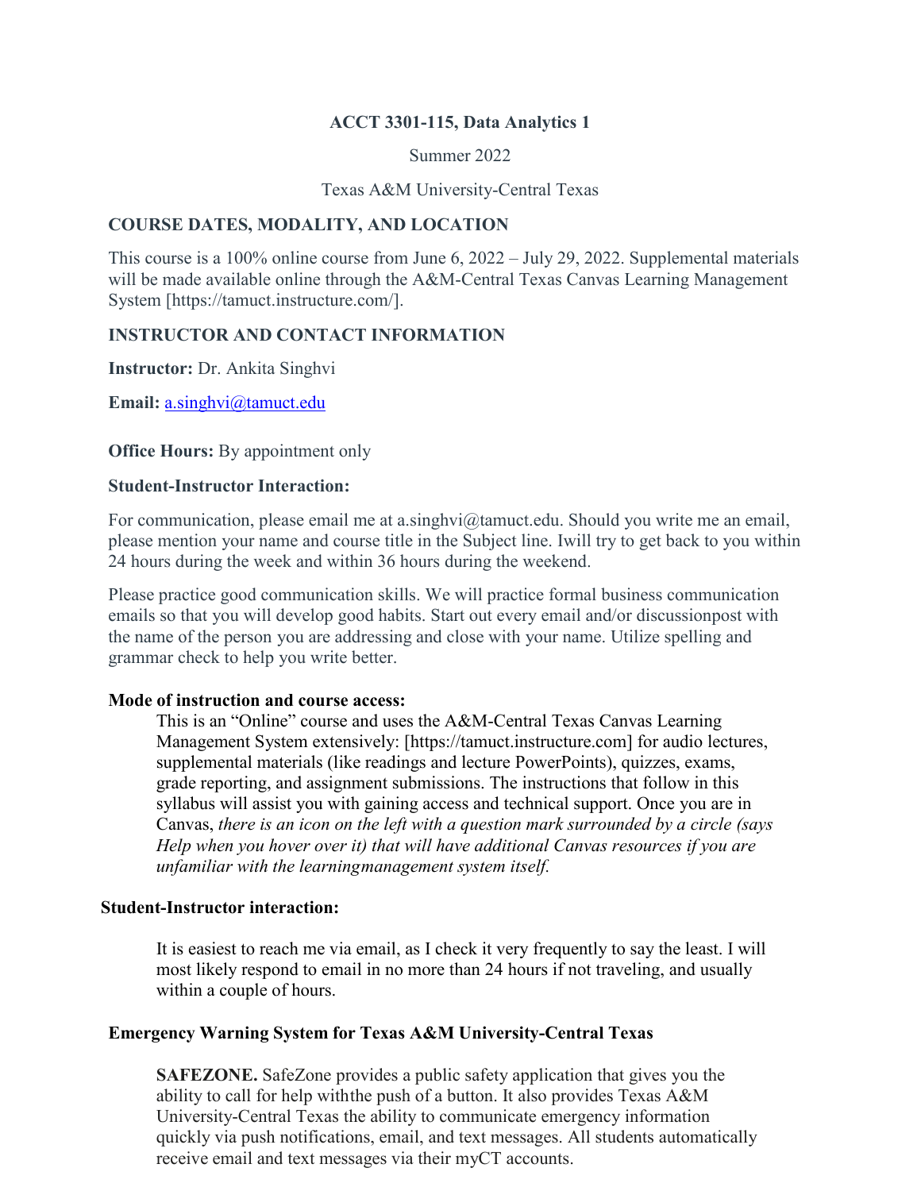# ACCT 3301-115, Data Analytics 1

Summer 2022

Texas A&M University-Central Texas

## COURSE DATES, MODALITY, AND LOCATION

This course is a 100% online course from June 6, 2022 – July 29, 2022. Supplemental materials will be made available online through the A&M-Central Texas Canvas Learning Management System [https://tamuct.instructure.com/].

## INSTRUCTOR AND CONTACT INFORMATION

**Instructor:** Dr. Ankita Singhvi

**Email:** a.singhvi@tamuct.edu

**Office Hours:** By appointment only

**Student-Instructor Interaction:**

For communication, please email me at a.singhvi@tamuct.edu. Should you write me an email, please mention your name and course title in the Subject line. Iwill try to get back to you within 24 hours during the week and within 36 hours during the weekend.

Please practice good communication skills. We will practice formal business communication emails so that you will develop good habits. Start out every email and/or discussionpost with the name of the person you are addressing and close with your name. Utilize spelling and grammar check to help you write better.

**Mode of instruction and course access:**

This is an "Online" course and uses the A&M-Central Texas Canvas Learning Management System extensively: [https://tamuct.instructure.com] for audio lectures, supplemental materials (like readings and lecture PowerPoints), quizzes, exams, grade reporting, and assignment submissions. The instructions that follow in this syllabus will assist you with gaining access and technical support. Once you are in Canvas, *there is an icon on the left with a question mark surrounded by a circle (says Help when you hover over it) that will have additional Canvas resources if you are unfamiliar with the learningmanagement system itself.*

**Student-Instructor interaction:**

It is easiest to reach me via email, as I check it very frequently to say the least. I will most likely respond to email in no more than 24 hours if not traveling, and usually within a couple of hours.

**Emergency Warning System for Texas A&M University-Central Texas**

**SAFEZONE.** SafeZone provides a public safety application that gives you the ability to call for help withthe push of a button. It also provides Texas A&M University-Central Texas the ability to communicate emergency information quickly via push notifications, email, and text messages. All students automatically receive email and text messages via their myCT accounts.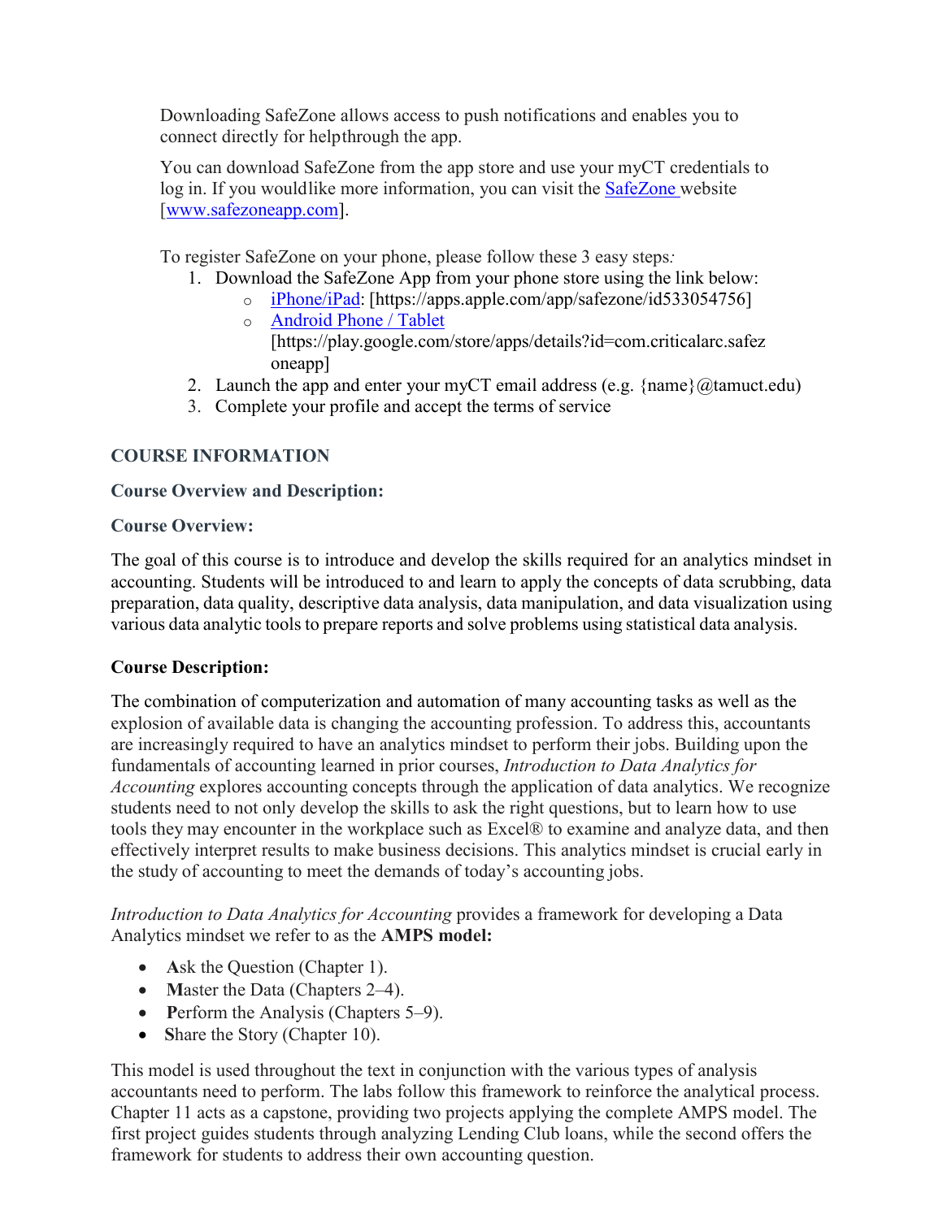Downloading SafeZone allows access to push notifications and enables you to connect directly for help through the app.

You can download SafeZone from the app store and use your myCT credentials to log in. If you would like more information, you can visit the [SafeZone](www.safezoneapp.com) website [www.safezoneapp.com].

To register SafeZone on your phone, please follow these 3 easy steps:

1. Download the SafeZone App from your phone store using the link below:
   - iPhone/iPad: [https://apps.apple.com/app/safezone/id533054756]
   - Android Phone / Tablet [https://play.google.com/store/apps/details?id=com.criticalarc.safezoneapp]
2. Launch the app and enter your myCT email address (e.g. {name}@tamuct.edu)
3. Complete your profile and accept the terms of service

## COURSE INFORMATION

### Course Overview and Description:

### Course Overview:

The goal of this course is to introduce and develop the skills required for an analytics mindset in accounting. Students will be introduced to and learn to apply the concepts of data scrubbing, data preparation, data quality, descriptive data analysis, data manipulation, and data visualization using various data analytic tools to prepare reports and solve problems using statistical data analysis.

### Course Description:

The combination of computerization and automation of many accounting tasks as well as the explosion of available data is changing the accounting profession. To address this, accountants are increasingly required to have an analytics mindset to perform their jobs. Building upon the fundamentals of accounting learned in prior courses, *Introduction to Data Analytics for Accounting* explores accounting concepts through the application of data analytics. We recognize students need to not only develop the skills to ask the right questions, but to learn how to use tools they may encounter in the workplace such as Excel® to examine and analyze data, and then effectively interpret results to make business decisions. This analytics mindset is crucial early in the study of accounting to meet the demands of today's accounting jobs.

*Introduction to Data Analytics for Accounting* provides a framework for developing a Data Analytics mindset we refer to as the **AMPS model:**

- **A**sk the Question (Chapter 1).
- **M**aster the Data (Chapters 2–4).
- **P**erform the Analysis (Chapters 5–9).
- **S**hare the Story (Chapter 10).

This model is used throughout the text in conjunction with the various types of analysis accountants need to perform. The labs follow this framework to reinforce the analytical process. Chapter 11 acts as a capstone, providing two projects applying the complete AMPS model. The first project guides students through analyzing Lending Club loans, while the second offers the framework for students to address their own accounting question.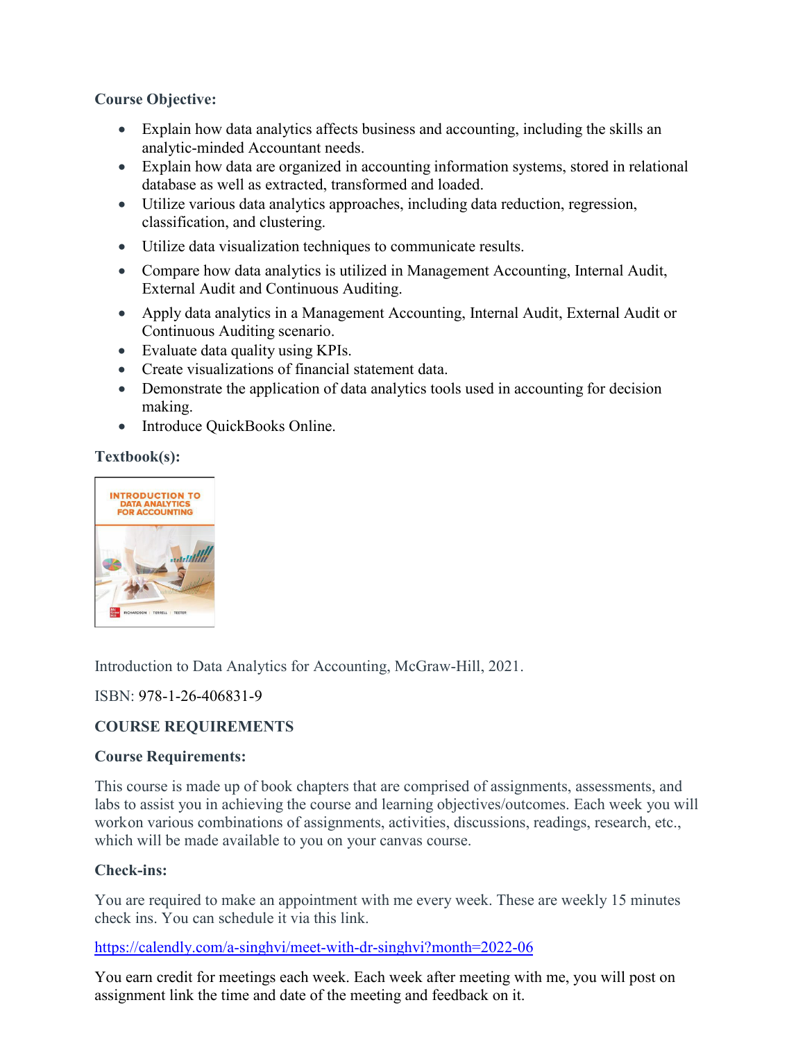**Course Objective:**

- Explain how data analytics affects business and accounting, including the skills an analytic-minded Accountant needs.
- Explain how data are organized in accounting information systems, stored in relational database as well as extracted, transformed and loaded.
- Utilize various data analytics approaches, including data reduction, regression, classification, and clustering.
- Utilize data visualization techniques to communicate results.
- Compare how data analytics is utilized in Management Accounting, Internal Audit, External Audit and Continuous Auditing.
- Apply data analytics in a Management Accounting, Internal Audit, External Audit or Continuous Auditing scenario.
- Evaluate data quality using KPIs.
- Create visualizations of financial statement data.
- Demonstrate the application of data analytics tools used in accounting for decision making.
- Introduce QuickBooks Online.

**Textbook(s):**

Introduction to Data Analytics for Accounting, McGraw-Hill, 2021.

ISBN: 978-1-26-406831-9

**COURSE REQUIREMENTS**

**Course Requirements:**

This course is made up of book chapters that are comprised of assignments, assessments, and labs to assist you in achieving the course and learning objectives/outcomes. Each week you will workon various combinations of assignments, activities, discussions, readings, research, etc., which will be made available to you on your canvas course.

**Check-ins:**

You are required to make an appointment with me every week. These are weekly 15 minutes check ins. You can schedule it via this link.

https://calendly.com/a-singhvi/meet-with-dr-singhvi?month=2022-06

You earn credit for meetings each week. Each week after meeting with me, you will post on assignment link the time and date of the meeting and feedback on it.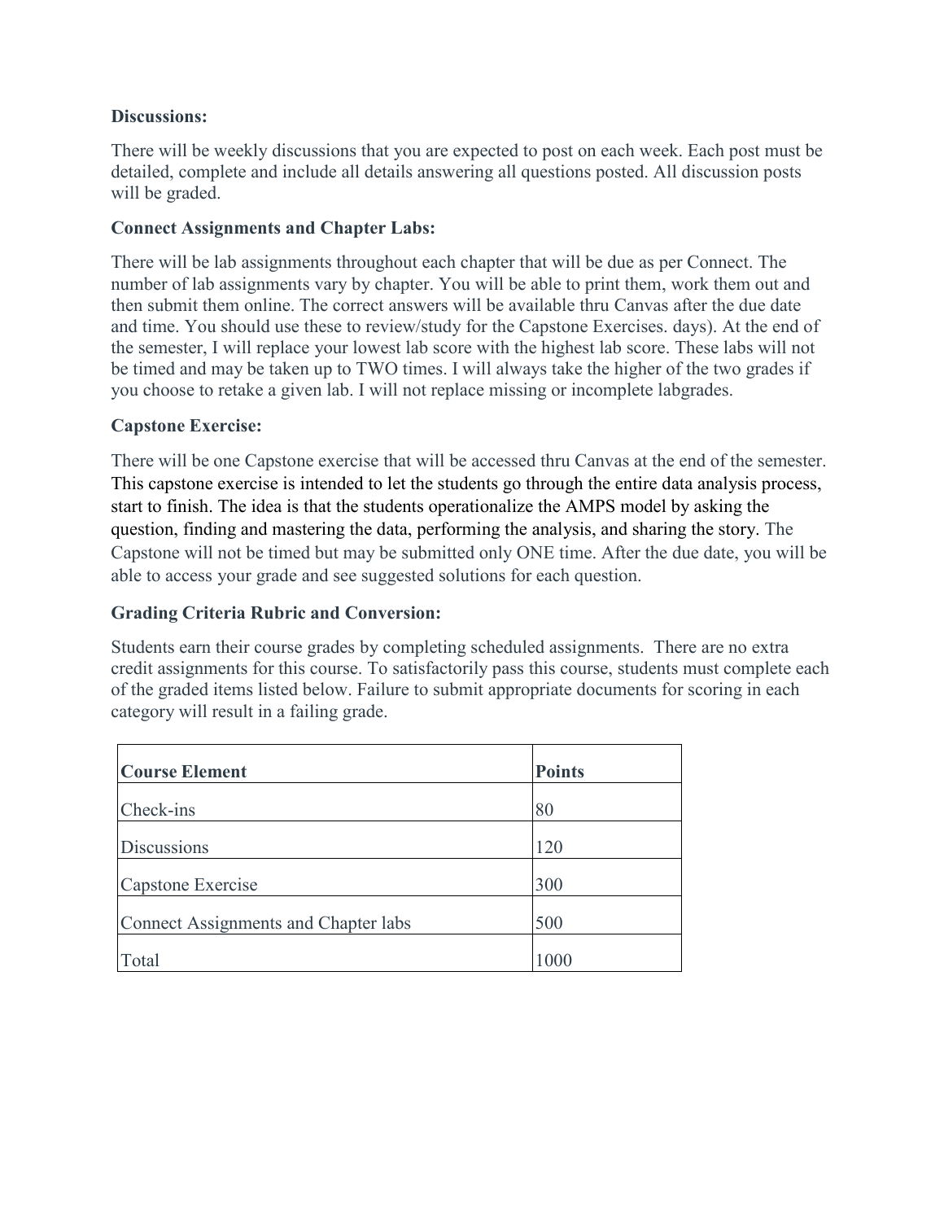**Discussions:**

There will be weekly discussions that you are expected to post on each week. Each post must be detailed, complete and include all details answering all questions posted. All discussion posts will be graded.

**Connect Assignments and Chapter Labs:**

There will be lab assignments throughout each chapter that will be due as per Connect. The number of lab assignments vary by chapter. You will be able to print them, work them out and then submit them online. The correct answers will be available thru Canvas after the due date and time. You should use these to review/study for the Capstone Exercises. days). At the end of the semester, I will replace your lowest lab score with the highest lab score. These labs will not be timed and may be taken up to TWO times. I will always take the higher of the two grades if you choose to retake a given lab. I will not replace missing or incomplete labgrades.

**Capstone Exercise:**

There will be one Capstone exercise that will be accessed thru Canvas at the end of the semester. This capstone exercise is intended to let the students go through the entire data analysis process, start to finish. The idea is that the students operationalize the AMPS model by asking the question, finding and mastering the data, performing the analysis, and sharing the story. The Capstone will not be timed but may be submitted only ONE time. After the due date, you will be able to access your grade and see suggested solutions for each question.

**Grading Criteria Rubric and Conversion:**

Students earn their course grades by completing scheduled assignments. There are no extra credit assignments for this course. To satisfactorily pass this course, students must complete each of the graded items listed below. Failure to submit appropriate documents for scoring in each category will result in a failing grade.

| **Course Element** | **Points** |
|---|---|
| Check-ins | 80 |
| Discussions | 120 |
| Capstone Exercise | 300 |
| Connect Assignments and Chapter labs | 500 |
| Total | 1000 |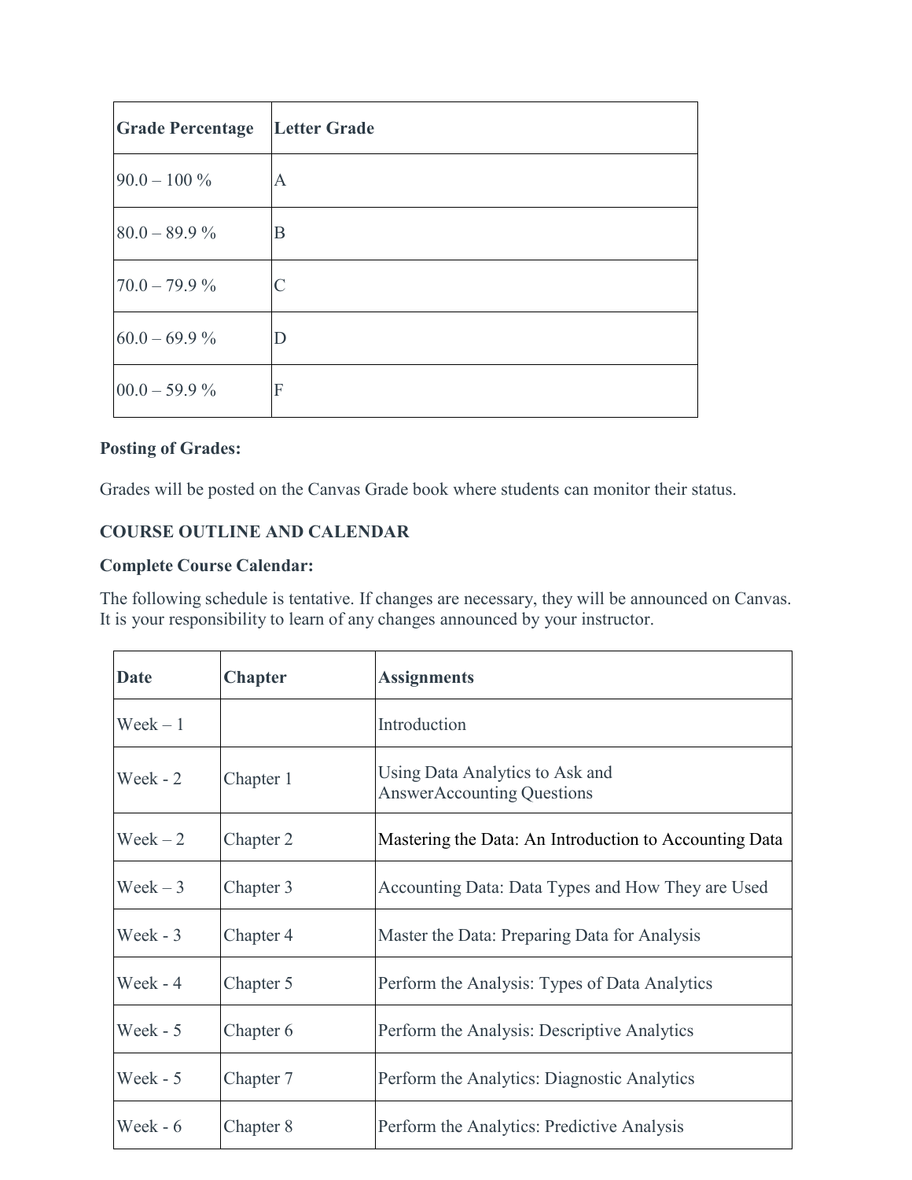| Grade Percentage | Letter Grade |
|---|---|
| 90.0 – 100 % | A |
| 80.0 – 89.9 % | B |
| 70.0 – 79.9 % | C |
| 60.0 – 69.9 % | D |
| 00.0 – 59.9 % | F |

**Posting of Grades:**

Grades will be posted on the Canvas Grade book where students can monitor their status.

**COURSE OUTLINE AND CALENDAR**

**Complete Course Calendar:**

The following schedule is tentative. If changes are necessary, they will be announced on Canvas. It is your responsibility to learn of any changes announced by your instructor.

| Date | Chapter | Assignments |
|---|---|---|
| Week – 1 | | Introduction |
| Week - 2 | Chapter 1 | Using Data Analytics to Ask and AnswerAccounting Questions |
| Week – 2 | Chapter 2 | Mastering the Data: An Introduction to Accounting Data |
| Week – 3 | Chapter 3 | Accounting Data: Data Types and How They are Used |
| Week - 3 | Chapter 4 | Master the Data: Preparing Data for Analysis |
| Week - 4 | Chapter 5 | Perform the Analysis: Types of Data Analytics |
| Week - 5 | Chapter 6 | Perform the Analysis: Descriptive Analytics |
| Week - 5 | Chapter 7 | Perform the Analytics: Diagnostic Analytics |
| Week - 6 | Chapter 8 | Perform the Analytics: Predictive Analysis |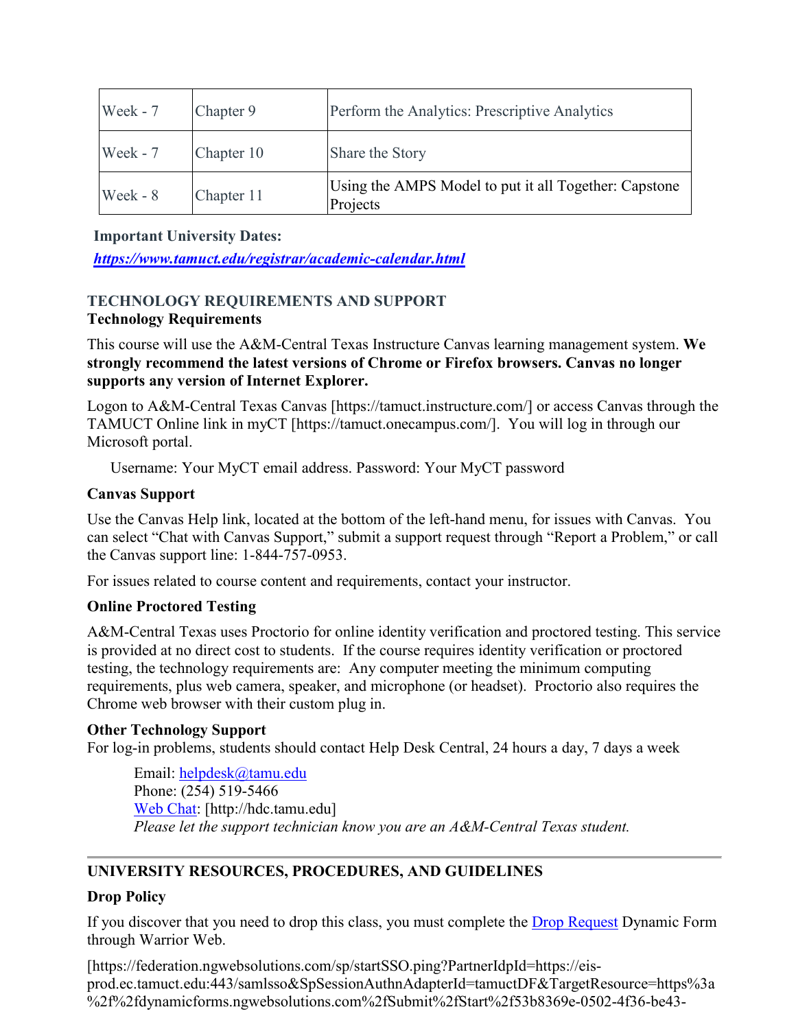| Week - 7 | Chapter 9 | Perform the Analytics: Prescriptive Analytics |
|---|---|---|
| Week - 7 | Chapter 10 | Share the Story |
| Week - 8 | Chapter 11 | Using the AMPS Model to put it all Together: Capstone Projects |

**Important University Dates:**

***https://www.tamuct.edu/registrar/academic-calendar.html***

## TECHNOLOGY REQUIREMENTS AND SUPPORT

### Technology Requirements

This course will use the A&M-Central Texas Instructure Canvas learning management system. **We strongly recommend the latest versions of Chrome or Firefox browsers. Canvas no longer supports any version of Internet Explorer.**

Logon to A&M-Central Texas Canvas [https://tamuct.instructure.com/] or access Canvas through the TAMUCT Online link in myCT [https://tamuct.onecampus.com/]. You will log in through our Microsoft portal.

Username: Your MyCT email address. Password: Your MyCT password

### Canvas Support

Use the Canvas Help link, located at the bottom of the left-hand menu, for issues with Canvas. You can select "Chat with Canvas Support," submit a support request through "Report a Problem," or call the Canvas support line: 1-844-757-0953.

For issues related to course content and requirements, contact your instructor.

### Online Proctored Testing

A&M-Central Texas uses Proctorio for online identity verification and proctored testing. This service is provided at no direct cost to students. If the course requires identity verification or proctored testing, the technology requirements are: Any computer meeting the minimum computing requirements, plus web camera, speaker, and microphone (or headset). Proctorio also requires the Chrome web browser with their custom plug in.

### Other Technology Support

For log-in problems, students should contact Help Desk Central, 24 hours a day, 7 days a week

Email: helpdesk@tamu.edu
Phone: (254) 519-5466
Web Chat: [http://hdc.tamu.edu]
*Please let the support technician know you are an A&M-Central Texas student.*

---

## UNIVERSITY RESOURCES, PROCEDURES, AND GUIDELINES

### Drop Policy

If you discover that you need to drop this class, you must complete the Drop Request Dynamic Form through Warrior Web.

[https://federation.ngwebsolutions.com/sp/startSSO.ping?PartnerIdpId=https://eis-prod.ec.tamuct.edu:443/samlsso&SpSessionAuthnAdapterId=tamuctDF&TargetResource=https%3a%2f%2fdynamicforms.ngwebsolutions.com%2fSubmit%2fStart%2f53b8369e-0502-4f36-be43-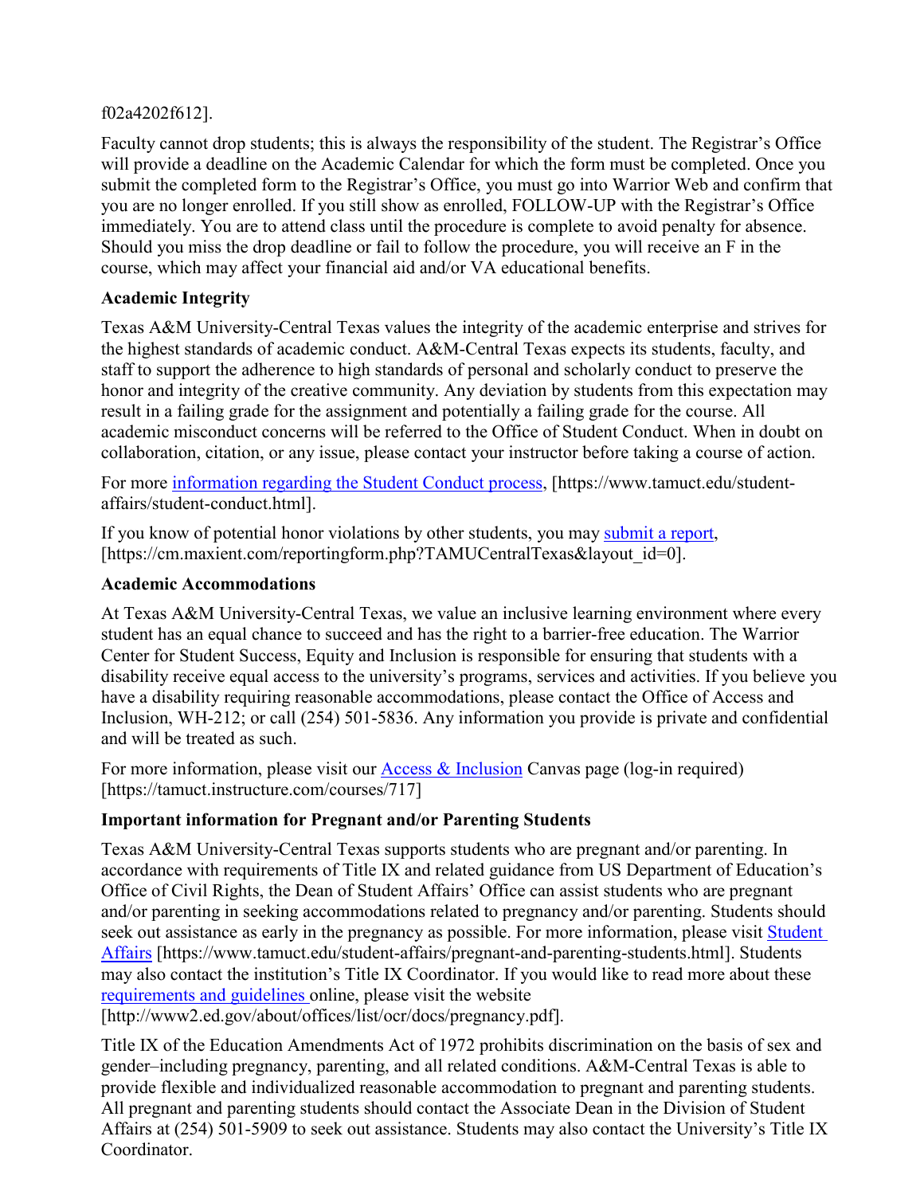f02a4202f612].

Faculty cannot drop students; this is always the responsibility of the student. The Registrar's Office will provide a deadline on the Academic Calendar for which the form must be completed. Once you submit the completed form to the Registrar's Office, you must go into Warrior Web and confirm that you are no longer enrolled. If you still show as enrolled, FOLLOW-UP with the Registrar's Office immediately. You are to attend class until the procedure is complete to avoid penalty for absence. Should you miss the drop deadline or fail to follow the procedure, you will receive an F in the course, which may affect your financial aid and/or VA educational benefits.

**Academic Integrity**

Texas A&M University-Central Texas values the integrity of the academic enterprise and strives for the highest standards of academic conduct. A&M-Central Texas expects its students, faculty, and staff to support the adherence to high standards of personal and scholarly conduct to preserve the honor and integrity of the creative community. Any deviation by students from this expectation may result in a failing grade for the assignment and potentially a failing grade for the course. All academic misconduct concerns will be referred to the Office of Student Conduct. When in doubt on collaboration, citation, or any issue, please contact your instructor before taking a course of action.

For more information regarding the Student Conduct process, [https://www.tamuct.edu/student-affairs/student-conduct.html].

If you know of potential honor violations by other students, you may submit a report, [https://cm.maxient.com/reportingform.php?TAMUCentralTexas&layout_id=0].

**Academic Accommodations**

At Texas A&M University-Central Texas, we value an inclusive learning environment where every student has an equal chance to succeed and has the right to a barrier-free education. The Warrior Center for Student Success, Equity and Inclusion is responsible for ensuring that students with a disability receive equal access to the university's programs, services and activities. If you believe you have a disability requiring reasonable accommodations, please contact the Office of Access and Inclusion, WH-212; or call (254) 501-5836. Any information you provide is private and confidential and will be treated as such.

For more information, please visit our Access & Inclusion Canvas page (log-in required) [https://tamuct.instructure.com/courses/717]

**Important information for Pregnant and/or Parenting Students**

Texas A&M University-Central Texas supports students who are pregnant and/or parenting. In accordance with requirements of Title IX and related guidance from US Department of Education's Office of Civil Rights, the Dean of Student Affairs' Office can assist students who are pregnant and/or parenting in seeking accommodations related to pregnancy and/or parenting. Students should seek out assistance as early in the pregnancy as possible. For more information, please visit Student Affairs [https://www.tamuct.edu/student-affairs/pregnant-and-parenting-students.html]. Students may also contact the institution's Title IX Coordinator. If you would like to read more about these requirements and guidelines online, please visit the website [http://www2.ed.gov/about/offices/list/ocr/docs/pregnancy.pdf].

Title IX of the Education Amendments Act of 1972 prohibits discrimination on the basis of sex and gender–including pregnancy, parenting, and all related conditions. A&M-Central Texas is able to provide flexible and individualized reasonable accommodation to pregnant and parenting students. All pregnant and parenting students should contact the Associate Dean in the Division of Student Affairs at (254) 501-5909 to seek out assistance. Students may also contact the University's Title IX Coordinator.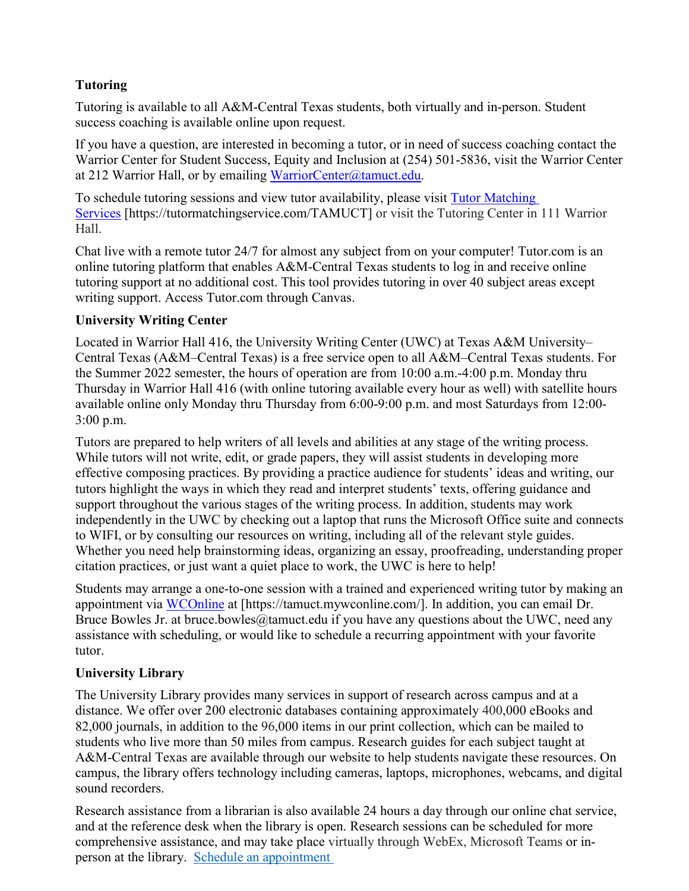### Tutoring

Tutoring is available to all A&M-Central Texas students, both virtually and in-person. Student success coaching is available online upon request.

If you have a question, are interested in becoming a tutor, or in need of success coaching contact the Warrior Center for Student Success, Equity and Inclusion at (254) 501-5836, visit the Warrior Center at 212 Warrior Hall, or by emailing WarriorCenter@tamuct.edu.

To schedule tutoring sessions and view tutor availability, please visit Tutor Matching Services [https://tutormatchingservice.com/TAMUCT] or visit the Tutoring Center in 111 Warrior Hall.

Chat live with a remote tutor 24/7 for almost any subject from on your computer! Tutor.com is an online tutoring platform that enables A&M-Central Texas students to log in and receive online tutoring support at no additional cost. This tool provides tutoring in over 40 subject areas except writing support. Access Tutor.com through Canvas.

### University Writing Center

Located in Warrior Hall 416, the University Writing Center (UWC) at Texas A&M University–Central Texas (A&M–Central Texas) is a free service open to all A&M–Central Texas students. For the Summer 2022 semester, the hours of operation are from 10:00 a.m.-4:00 p.m. Monday thru Thursday in Warrior Hall 416 (with online tutoring available every hour as well) with satellite hours available online only Monday thru Thursday from 6:00-9:00 p.m. and most Saturdays from 12:00-3:00 p.m.

Tutors are prepared to help writers of all levels and abilities at any stage of the writing process. While tutors will not write, edit, or grade papers, they will assist students in developing more effective composing practices. By providing a practice audience for students' ideas and writing, our tutors highlight the ways in which they read and interpret students' texts, offering guidance and support throughout the various stages of the writing process. In addition, students may work independently in the UWC by checking out a laptop that runs the Microsoft Office suite and connects to WIFI, or by consulting our resources on writing, including all of the relevant style guides. Whether you need help brainstorming ideas, organizing an essay, proofreading, understanding proper citation practices, or just want a quiet place to work, the UWC is here to help!

Students may arrange a one-to-one session with a trained and experienced writing tutor by making an appointment via WCOnline at [https://tamuct.mywconline.com/]. In addition, you can email Dr. Bruce Bowles Jr. at bruce.bowles@tamuct.edu if you have any questions about the UWC, need any assistance with scheduling, or would like to schedule a recurring appointment with your favorite tutor.

### University Library

The University Library provides many services in support of research across campus and at a distance. We offer over 200 electronic databases containing approximately 400,000 eBooks and 82,000 journals, in addition to the 96,000 items in our print collection, which can be mailed to students who live more than 50 miles from campus. Research guides for each subject taught at A&M-Central Texas are available through our website to help students navigate these resources. On campus, the library offers technology including cameras, laptops, microphones, webcams, and digital sound recorders.

Research assistance from a librarian is also available 24 hours a day through our online chat service, and at the reference desk when the library is open. Research sessions can be scheduled for more comprehensive assistance, and may take place virtually through WebEx, Microsoft Teams or in-person at the library. Schedule an appointment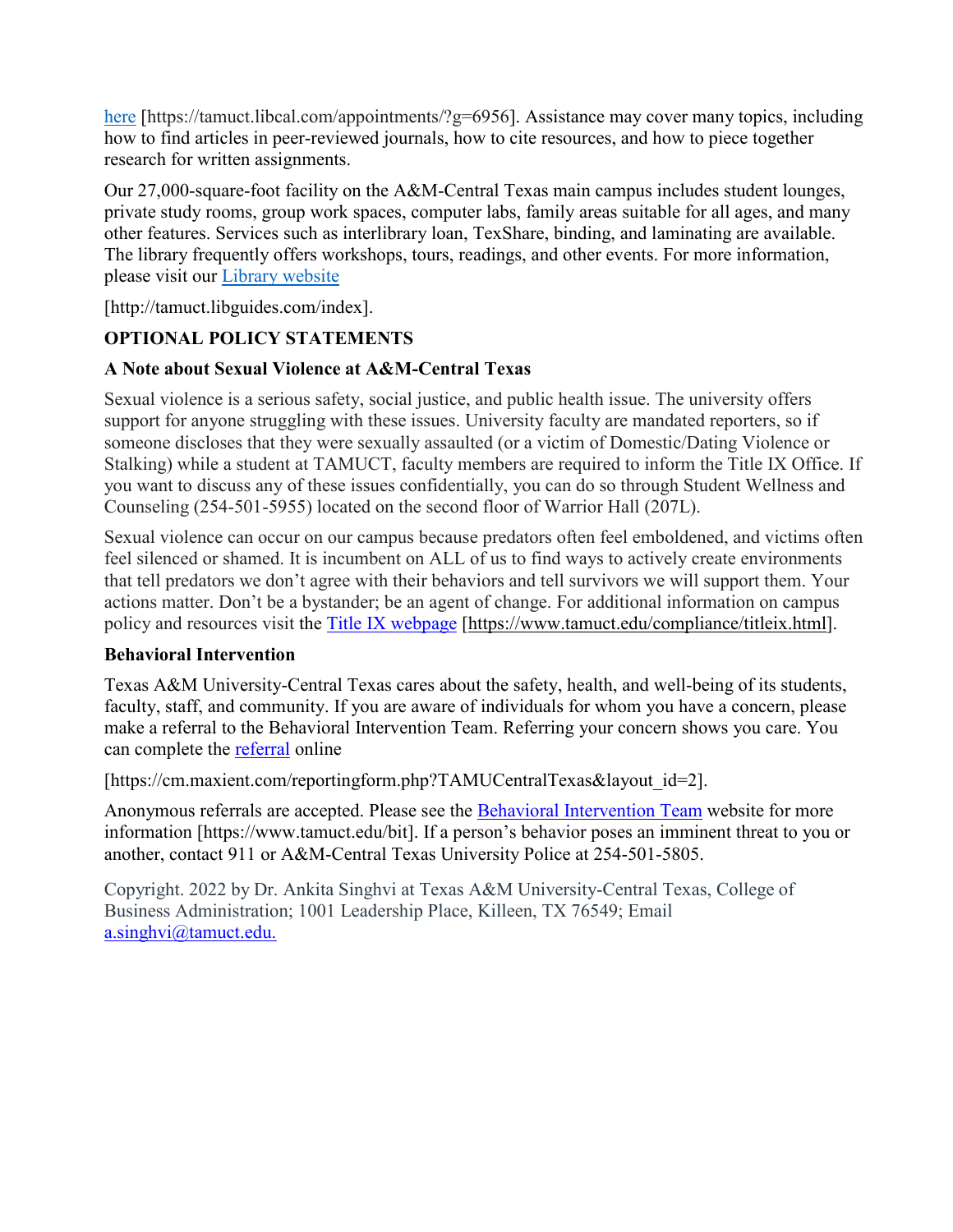[here](https://tamuct.libcal.com/appointments/?g=6956) [https://tamuct.libcal.com/appointments/?g=6956]. Assistance may cover many topics, including how to find articles in peer-reviewed journals, how to cite resources, and how to piece together research for written assignments.

Our 27,000-square-foot facility on the A&M-Central Texas main campus includes student lounges, private study rooms, group work spaces, computer labs, family areas suitable for all ages, and many other features. Services such as interlibrary loan, TexShare, binding, and laminating are available. The library frequently offers workshops, tours, readings, and other events. For more information, please visit our [Library website](http://tamuct.libguides.com/index)

[http://tamuct.libguides.com/index].

**OPTIONAL POLICY STATEMENTS**

**A Note about Sexual Violence at A&M-Central Texas**

Sexual violence is a serious safety, social justice, and public health issue. The university offers support for anyone struggling with these issues. University faculty are mandated reporters, so if someone discloses that they were sexually assaulted (or a victim of Domestic/Dating Violence or Stalking) while a student at TAMUCT, faculty members are required to inform the Title IX Office. If you want to discuss any of these issues confidentially, you can do so through Student Wellness and Counseling (254-501-5955) located on the second floor of Warrior Hall (207L).

Sexual violence can occur on our campus because predators often feel emboldened, and victims often feel silenced or shamed. It is incumbent on ALL of us to find ways to actively create environments that tell predators we don't agree with their behaviors and tell survivors we will support them. Your actions matter. Don't be a bystander; be an agent of change. For additional information on campus policy and resources visit the [Title IX webpage](https://www.tamuct.edu/compliance/titleix.html) [https://www.tamuct.edu/compliance/titleix.html].

**Behavioral Intervention**

Texas A&M University-Central Texas cares about the safety, health, and well-being of its students, faculty, staff, and community. If you are aware of individuals for whom you have a concern, please make a referral to the Behavioral Intervention Team. Referring your concern shows you care. You can complete the [referral](https://cm.maxient.com/reportingform.php?TAMUCentralTexas&layout_id=2) online

[https://cm.maxient.com/reportingform.php?TAMUCentralTexas&layout_id=2].

Anonymous referrals are accepted. Please see the [Behavioral Intervention Team](https://www.tamuct.edu/bit) website for more information [https://www.tamuct.edu/bit]. If a person's behavior poses an imminent threat to you or another, contact 911 or A&M-Central Texas University Police at 254-501-5805.

Copyright. 2022 by Dr. Ankita Singhvi at Texas A&M University-Central Texas, College of Business Administration; 1001 Leadership Place, Killeen, TX 76549; Email [a.singhvi@tamuct.edu.](mailto:a.singhvi@tamuct.edu)